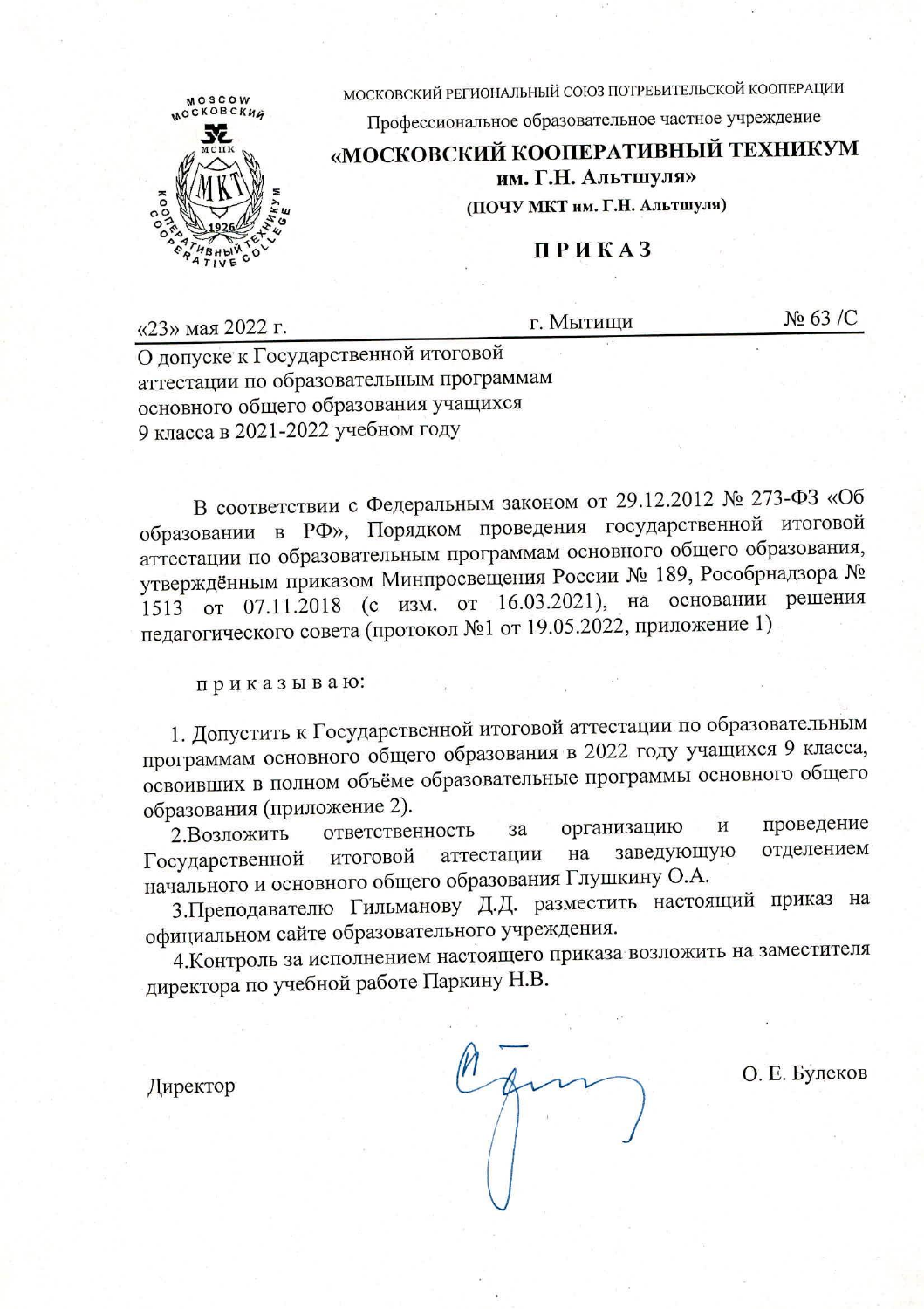МОСКОВСКИЙ РЕГИОНАЛЬНЫЙ СОЮЗ ПОТРЕБИТЕЛЬСКОЙ КООПЕРАЦИИ

Профессиональное образовательное частное учреждение

**«МОСКОВСКИЙ КООПЕРАТИВНЫЙ ТЕХНИКУМ им. Г.Н. Альтшуля»**

**(ПОЧУ МКТ им. Г.Н. Альтшуля)**

# П Р И К А З

«23» мая 2022 г. | г. Мытищи | № 63 /С

О допуске к Государственной итоговой аттестации по образовательным программам основного общего образования учащихся 9 класса в 2021-2022 учебном году

В соответствии с Федеральным законом от 29.12.2012 № 273-ФЗ «Об образовании в РФ», Порядком проведения государственной итоговой аттестации по образовательным программам основного общего образования, утверждённым приказом Минпросвещения России № 189, Рособрнадзора № 1513 от 07.11.2018 (с изм. от 16.03.2021), на основании решения педагогического совета (протокол №1 от 19.05.2022, приложение 1)

п р и к а з ы в а ю:

1. Допустить к Государственной итоговой аттестации по образовательным программам основного общего образования в 2022 году учащихся 9 класса, освоивших в полном объёме образовательные программы основного общего образования (приложение 2).
2. Возложить ответственность за организацию и проведение Государственной итоговой аттестации на заведующую отделением начального и основного общего образования Глушкину О.А.
3. Преподавателю Гильманову Д.Д. разместить настоящий приказ на официальном сайте образовательного учреждения.
4. Контроль за исполнением настоящего приказа возложить на заместителя директора по учебной работе Паркину Н.В.

Директор — О. Е. Булеков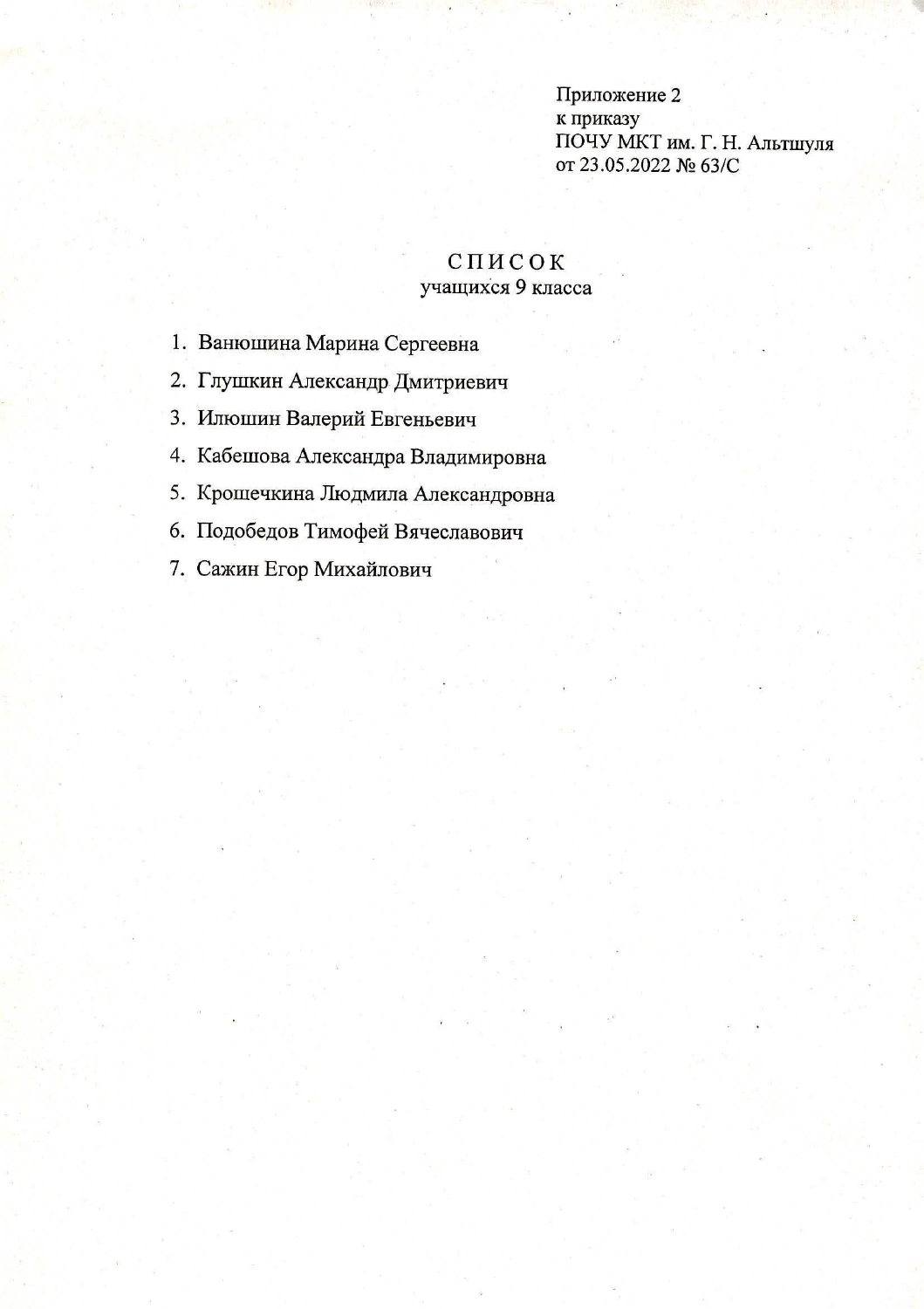Приложение 2
к приказу
ПОЧУ МКТ им. Г. Н. Альтшуля
от 23.05.2022 № 63/С

# СПИСОК
## учащихся 9 класса

1. Ванюшина Марина Сергеевна
2. Глушкин Александр Дмитриевич
3. Илюшин Валерий Евгеньевич
4. Кабешова Александра Владимировна
5. Крошечкина Людмила Александровна
6. Подобедов Тимофей Вячеславович
7. Сажин Егор Михайлович